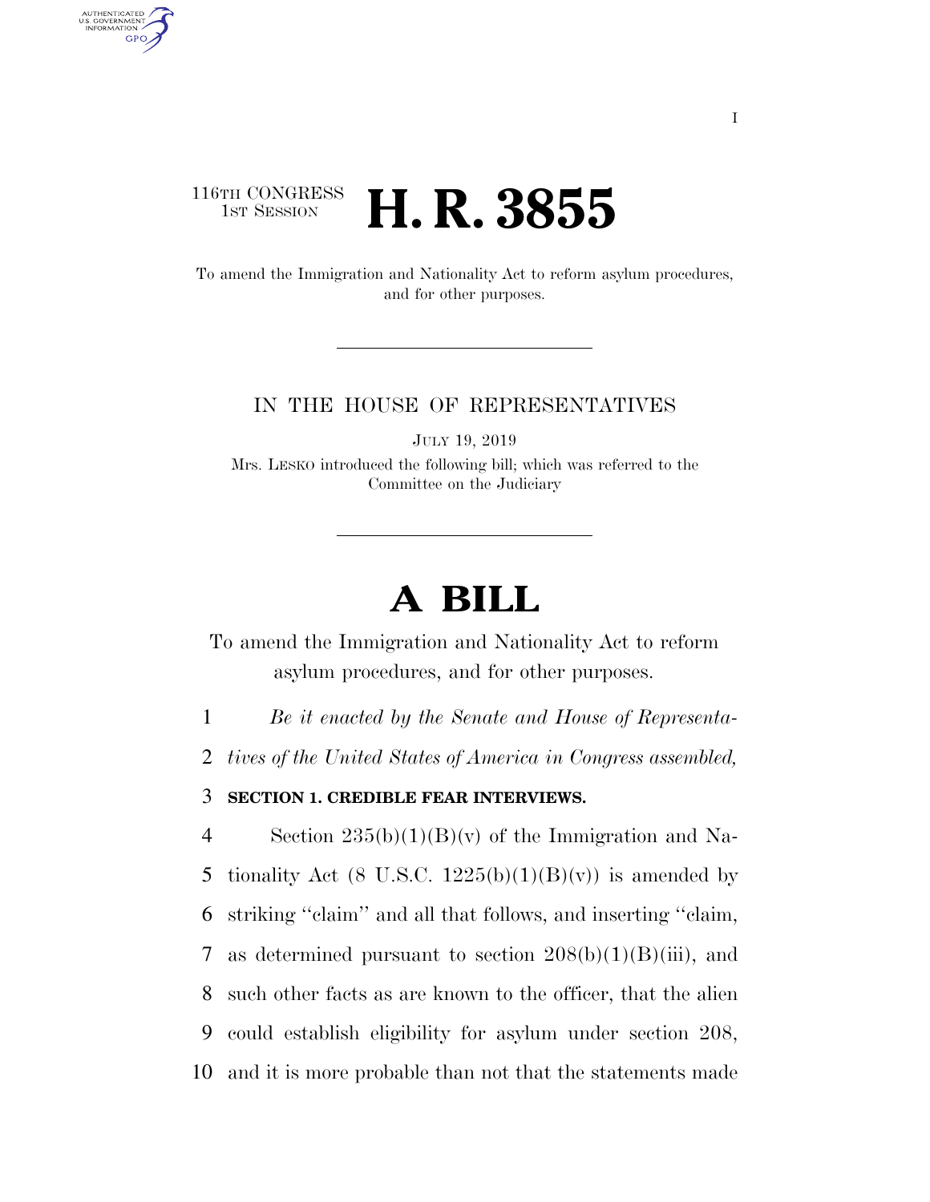116TH CONGRESS
1ST SESSION

# H. R. 3855

To amend the Immigration and Nationality Act to reform asylum procedures, and for other purposes.

IN THE HOUSE OF REPRESENTATIVES

JULY 19, 2019

Mrs. LESKO introduced the following bill; which was referred to the Committee on the Judiciary

# A BILL

To amend the Immigration and Nationality Act to reform asylum procedures, and for other purposes.

1 *Be it enacted by the Senate and House of Representa-*
2 *tives of the United States of America in Congress assembled,*

3 **SECTION 1. CREDIBLE FEAR INTERVIEWS.**

4 Section 235(b)(1)(B)(v) of the Immigration and Na-
5 tionality Act (8 U.S.C. 1225(b)(1)(B)(v)) is amended by
6 striking ''claim'' and all that follows, and inserting ''claim,
7 as determined pursuant to section 208(b)(1)(B)(iii), and
8 such other facts as are known to the officer, that the alien
9 could establish eligibility for asylum under section 208,
10 and it is more probable than not that the statements made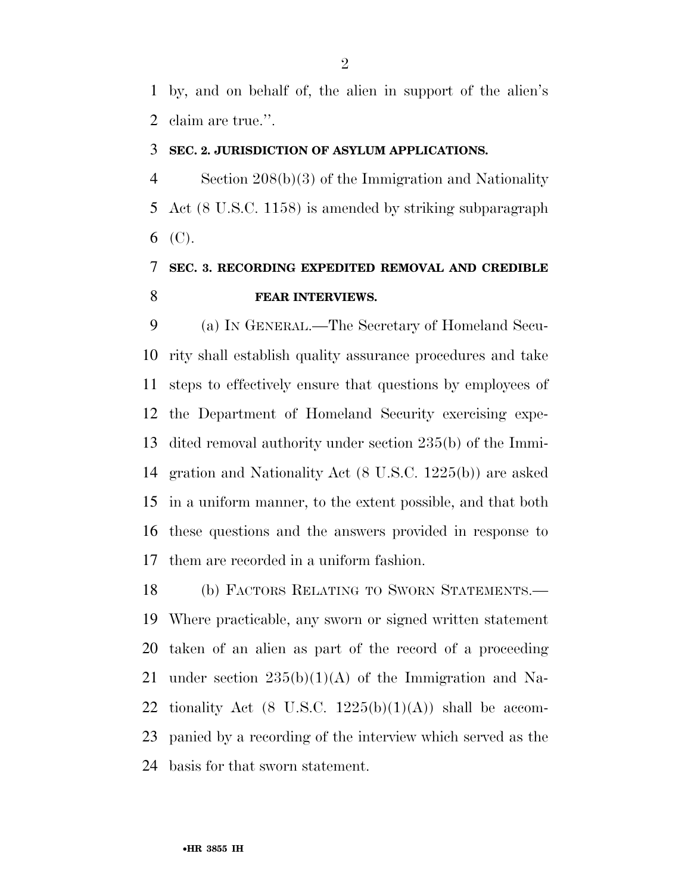by, and on behalf of, the alien in support of the alien's claim are true.''.

**SEC. 2. JURISDICTION OF ASYLUM APPLICATIONS.**

Section 208(b)(3) of the Immigration and Nationality Act (8 U.S.C. 1158) is amended by striking subparagraph (C).

**SEC. 3. RECORDING EXPEDITED REMOVAL AND CREDIBLE FEAR INTERVIEWS.**

(a) IN GENERAL.—The Secretary of Homeland Security shall establish quality assurance procedures and take steps to effectively ensure that questions by employees of the Department of Homeland Security exercising expedited removal authority under section 235(b) of the Immigration and Nationality Act (8 U.S.C. 1225(b)) are asked in a uniform manner, to the extent possible, and that both these questions and the answers provided in response to them are recorded in a uniform fashion.

(b) FACTORS RELATING TO SWORN STATEMENTS.—Where practicable, any sworn or signed written statement taken of an alien as part of the record of a proceeding under section 235(b)(1)(A) of the Immigration and Nationality Act (8 U.S.C. 1225(b)(1)(A)) shall be accompanied by a recording of the interview which served as the basis for that sworn statement.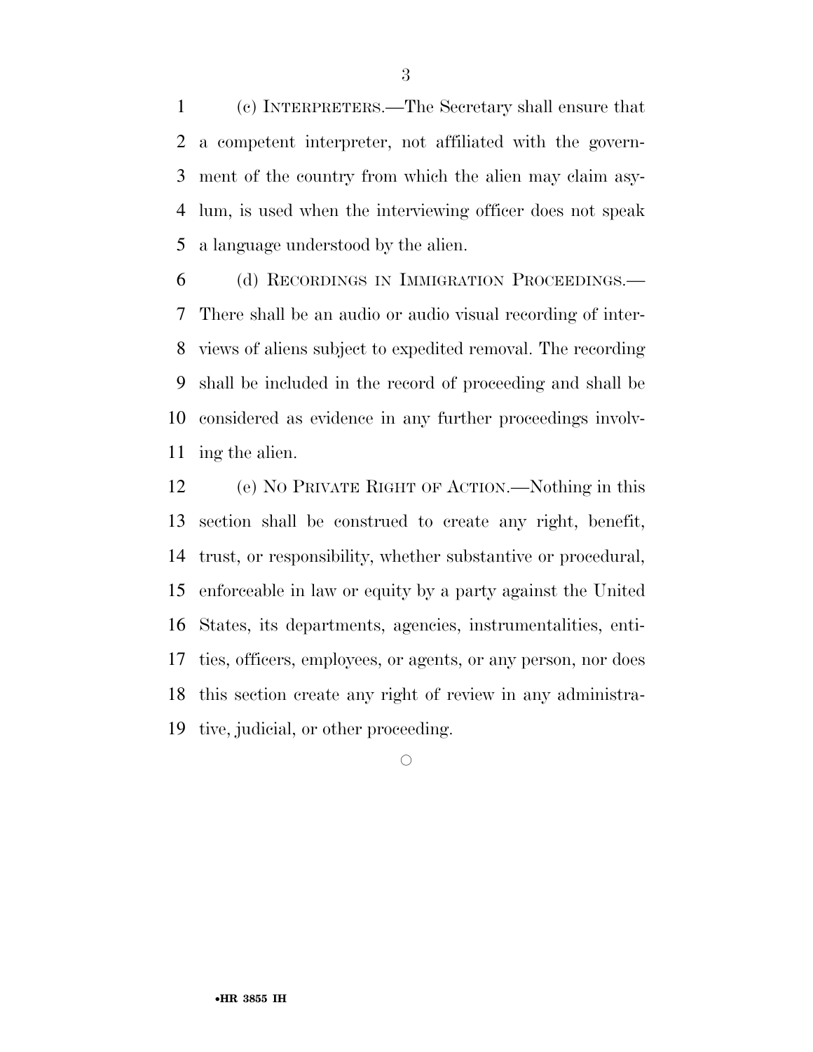(c) INTERPRETERS.—The Secretary shall ensure that a competent interpreter, not affiliated with the government of the country from which the alien may claim asylum, is used when the interviewing officer does not speak a language understood by the alien.

(d) RECORDINGS IN IMMIGRATION PROCEEDINGS.—There shall be an audio or audio visual recording of interviews of aliens subject to expedited removal. The recording shall be included in the record of proceeding and shall be considered as evidence in any further proceedings involving the alien.

(e) NO PRIVATE RIGHT OF ACTION.—Nothing in this section shall be construed to create any right, benefit, trust, or responsibility, whether substantive or procedural, enforceable in law or equity by a party against the United States, its departments, agencies, instrumentalities, entities, officers, employees, or agents, or any person, nor does this section create any right of review in any administrative, judicial, or other proceeding.

○